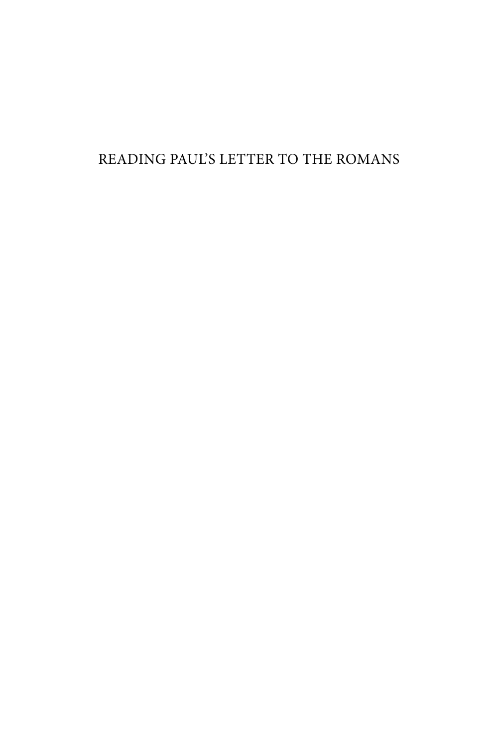# READING PAUL'S LETTER TO THE ROMANS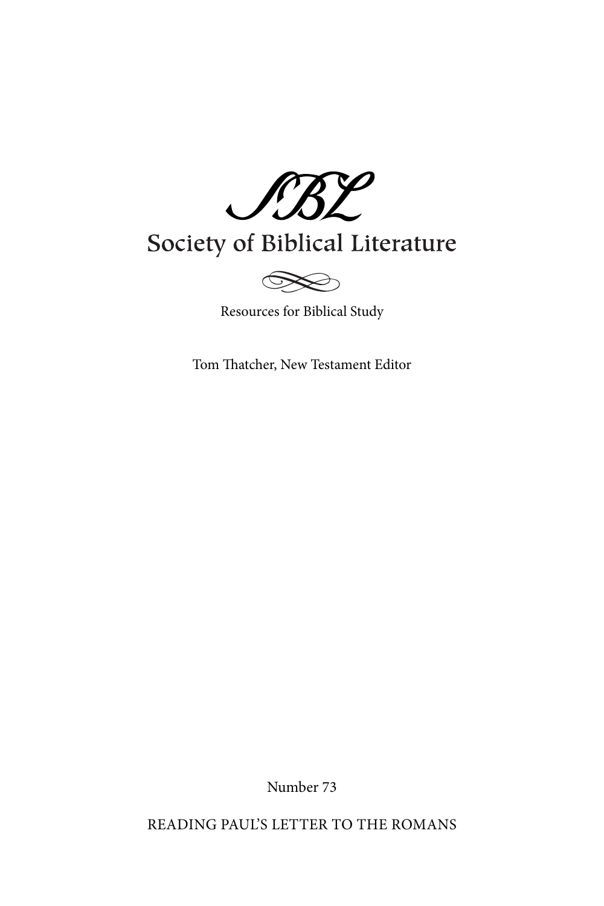SBL

Society of Biblical Literature

Resources for Biblical Study

Tom Thatcher, New Testament Editor

Number 73

READING PAUL'S LETTER TO THE ROMANS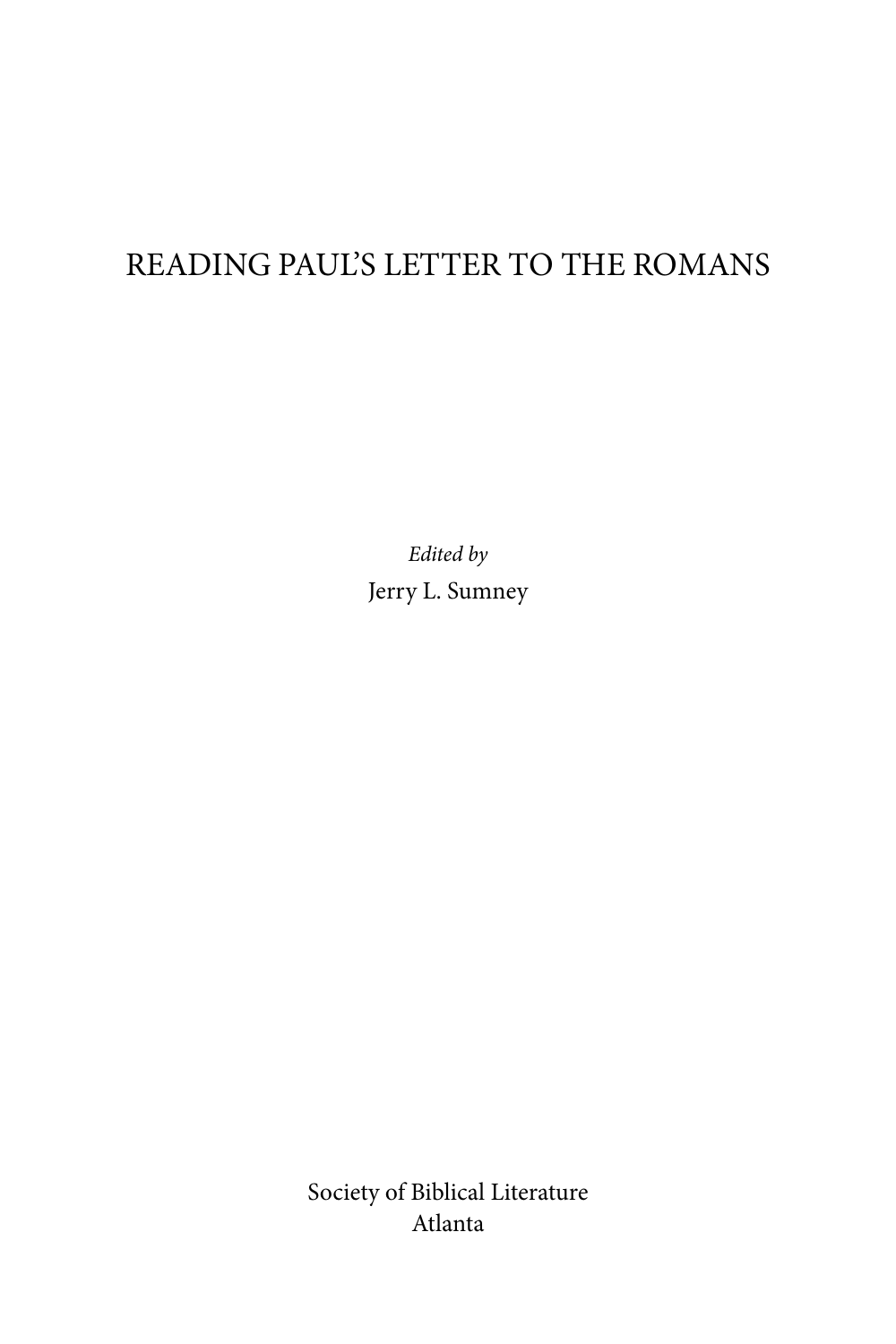# READING PAUL'S LETTER TO THE ROMANS

*Edited by*

Jerry L. Sumney

Society of Biblical Literature

Atlanta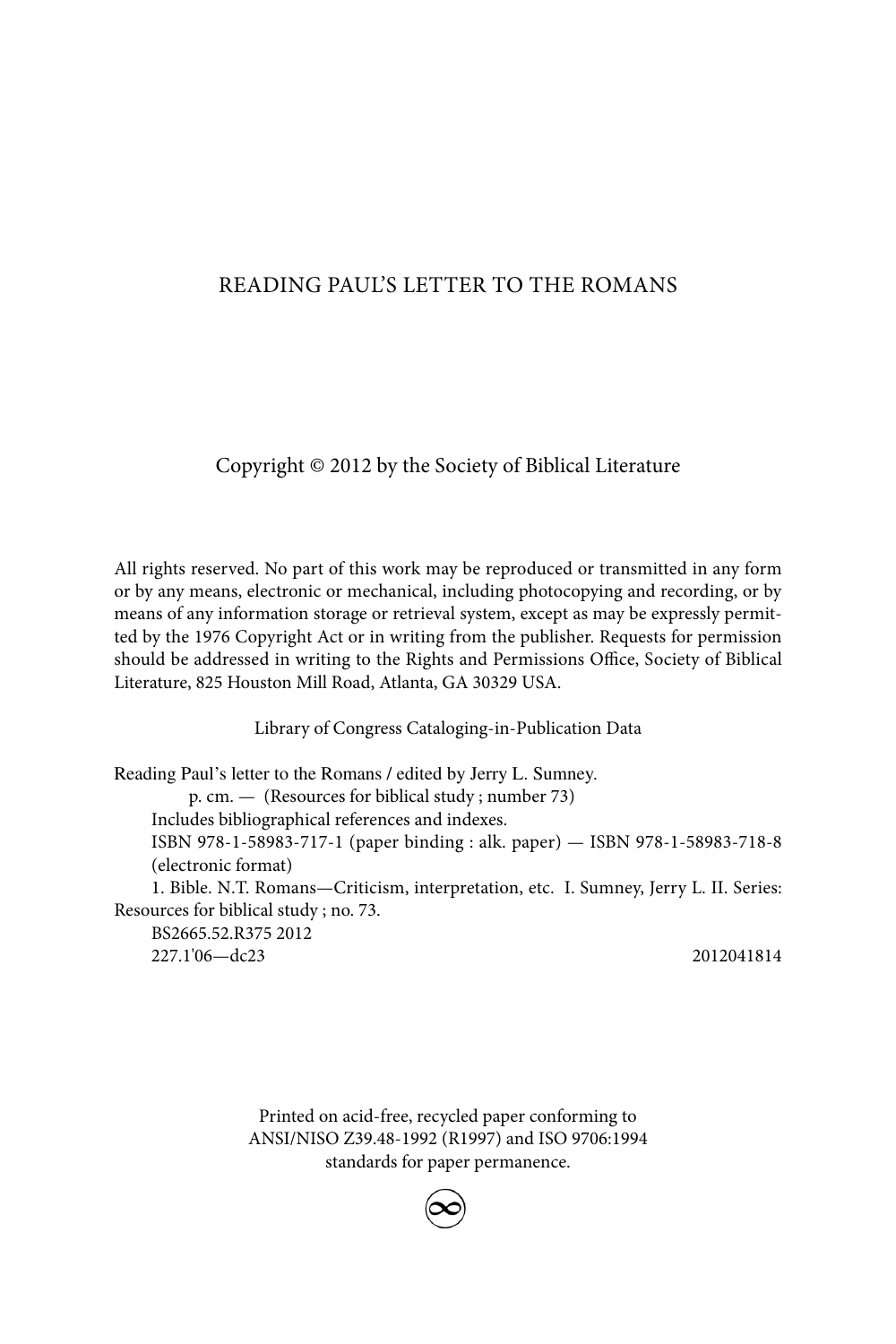READING PAUL'S LETTER TO THE ROMANS

Copyright © 2012 by the Society of Biblical Literature

All rights reserved. No part of this work may be reproduced or transmitted in any form or by any means, electronic or mechanical, including photocopying and recording, or by means of any information storage or retrieval system, except as may be expressly permitted by the 1976 Copyright Act or in writing from the publisher. Requests for permission should be addressed in writing to the Rights and Permissions Office, Society of Biblical Literature, 825 Houston Mill Road, Atlanta, GA 30329 USA.

Library of Congress Cataloging-in-Publication Data

Reading Paul's letter to the Romans / edited by Jerry L. Sumney.
p. cm. — (Resources for biblical study ; number 73)
Includes bibliographical references and indexes.
ISBN 978-1-58983-717-1 (paper binding : alk. paper) — ISBN 978-1-58983-718-8 (electronic format)
1. Bible. N.T. Romans—Criticism, interpretation, etc. I. Sumney, Jerry L. II. Series: Resources for biblical study ; no. 73.
BS2665.52.R375 2012
227.1'06—dc23 2012041814

Printed on acid-free, recycled paper conforming to ANSI/NISO Z39.48-1992 (R1997) and ISO 9706:1994 standards for paper permanence.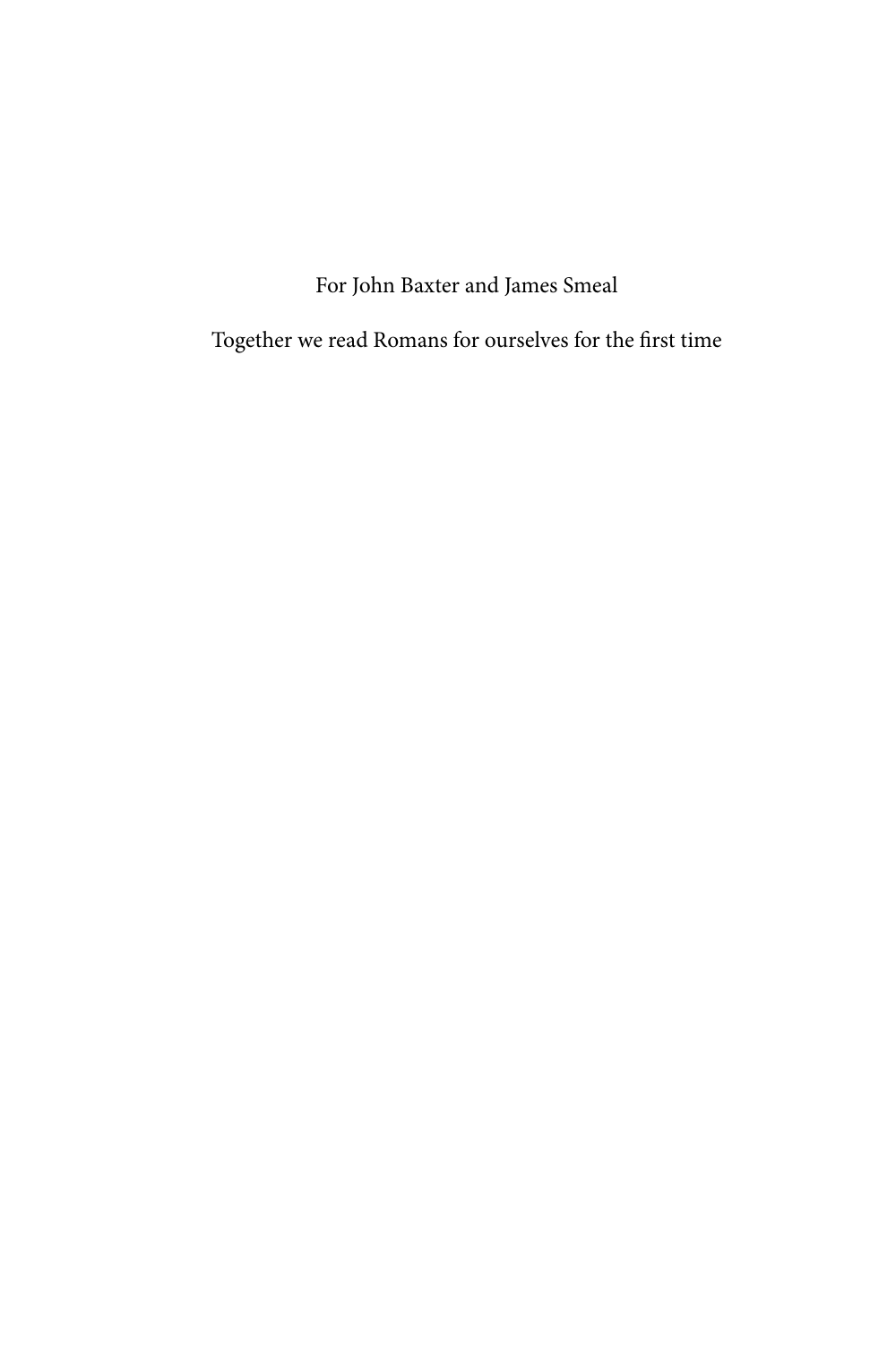For John Baxter and James Smeal

Together we read Romans for ourselves for the first time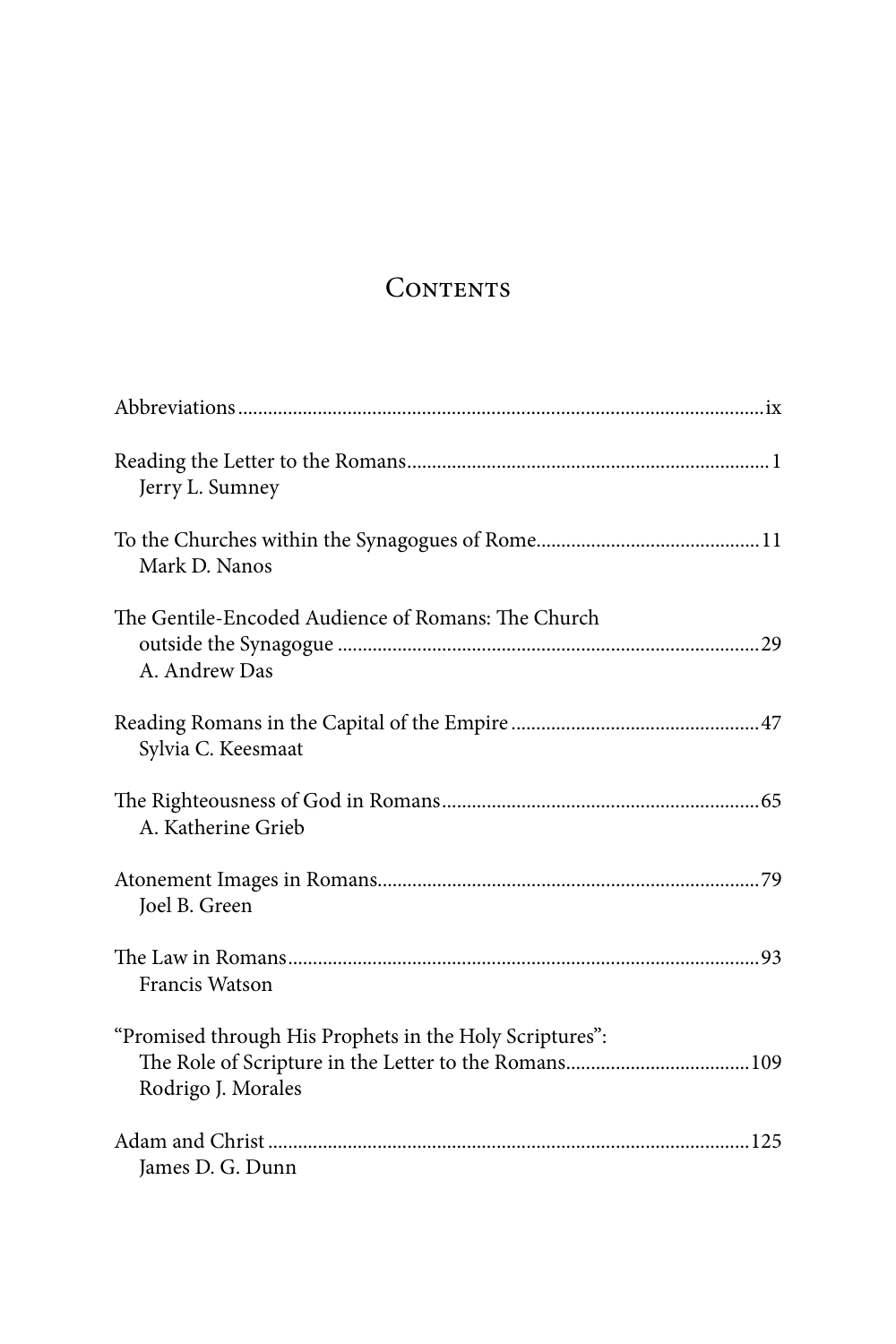# Contents

Abbreviations ix

Reading the Letter to the Romans 1
Jerry L. Sumney

To the Churches within the Synagogues of Rome 11
Mark D. Nanos

The Gentile-Encoded Audience of Romans: The Church outside the Synagogue 29
A. Andrew Das

Reading Romans in the Capital of the Empire 47
Sylvia C. Keesmaat

The Righteousness of God in Romans 65
A. Katherine Grieb

Atonement Images in Romans 79
Joel B. Green

The Law in Romans 93
Francis Watson

"Promised through His Prophets in the Holy Scriptures": The Role of Scripture in the Letter to the Romans 109
Rodrigo J. Morales

Adam and Christ 125
James D. G. Dunn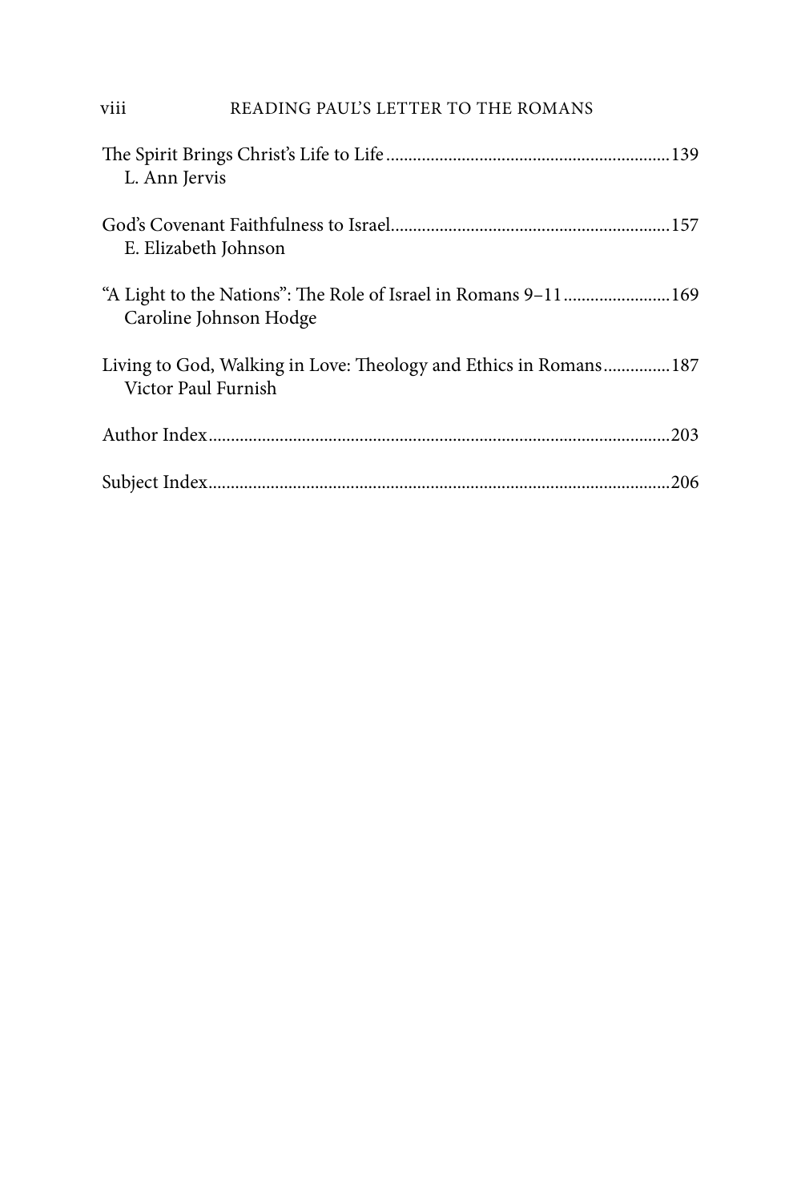The Spirit Brings Christ's Life to Life ........................................................ 139
L. Ann Jervis

God's Covenant Faithfulness to Israel ........................................................ 157
E. Elizabeth Johnson

"A Light to the Nations": The Role of Israel in Romans 9–11 ........................ 169
Caroline Johnson Hodge

Living to God, Walking in Love: Theology and Ethics in Romans ............... 187
Victor Paul Furnish

Author Index ........................................................................................... 203

Subject Index .......................................................................................... 206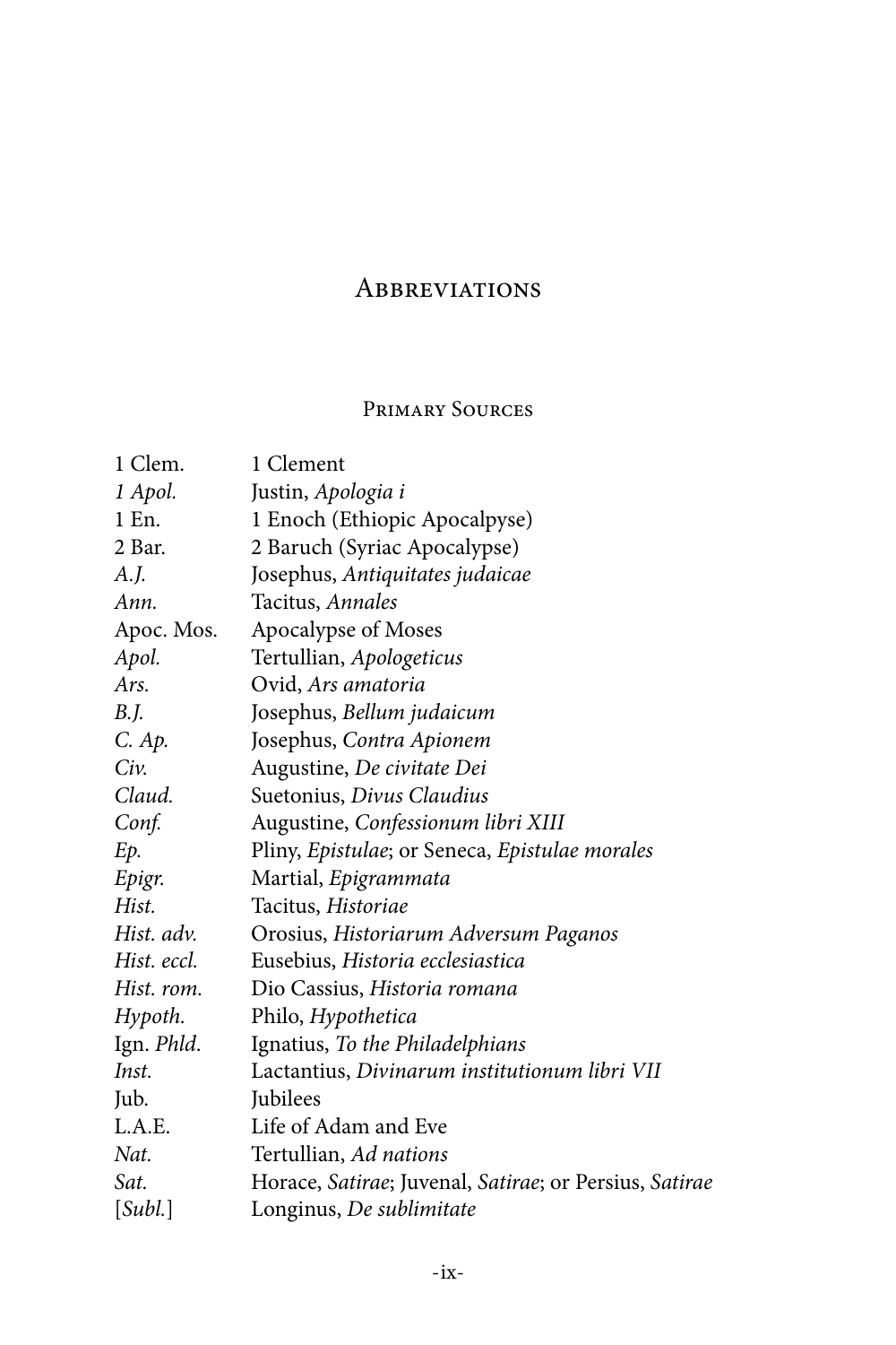# Abbreviations

## Primary Sources

| | |
|---|---|
| 1 Clem. | 1 Clement |
| *1 Apol.* | Justin, *Apologia i* |
| 1 En. | 1 Enoch (Ethiopic Apocalpyse) |
| 2 Bar. | 2 Baruch (Syriac Apocalypse) |
| *A.J.* | Josephus, *Antiquitates judaicae* |
| *Ann.* | Tacitus, *Annales* |
| Apoc. Mos. | Apocalypse of Moses |
| *Apol.* | Tertullian, *Apologeticus* |
| *Ars.* | Ovid, *Ars amatoria* |
| *B.J.* | Josephus, *Bellum judaicum* |
| *C. Ap.* | Josephus, *Contra Apionem* |
| *Civ.* | Augustine, *De civitate Dei* |
| *Claud.* | Suetonius, *Divus Claudius* |
| *Conf.* | Augustine, *Confessionum libri XIII* |
| *Ep.* | Pliny, *Epistulae*; or Seneca, *Epistulae morales* |
| *Epigr.* | Martial, *Epigrammata* |
| *Hist.* | Tacitus, *Historiae* |
| *Hist. adv.* | Orosius, *Historiarum Adversum Paganos* |
| *Hist. eccl.* | Eusebius, *Historia ecclesiastica* |
| *Hist. rom.* | Dio Cassius, *Historia romana* |
| *Hypoth.* | Philo, *Hypothetica* |
| Ign. *Phld.* | Ignatius, *To the Philadelphians* |
| *Inst.* | Lactantius, *Divinarum institutionum libri VII* |
| Jub. | Jubilees |
| L.A.E. | Life of Adam and Eve |
| *Nat.* | Tertullian, *Ad nations* |
| *Sat.* | Horace, *Satirae*; Juvenal, *Satirae*; or Persius, *Satirae* |
| [*Subl.*] | Longinus, *De sublimitate* |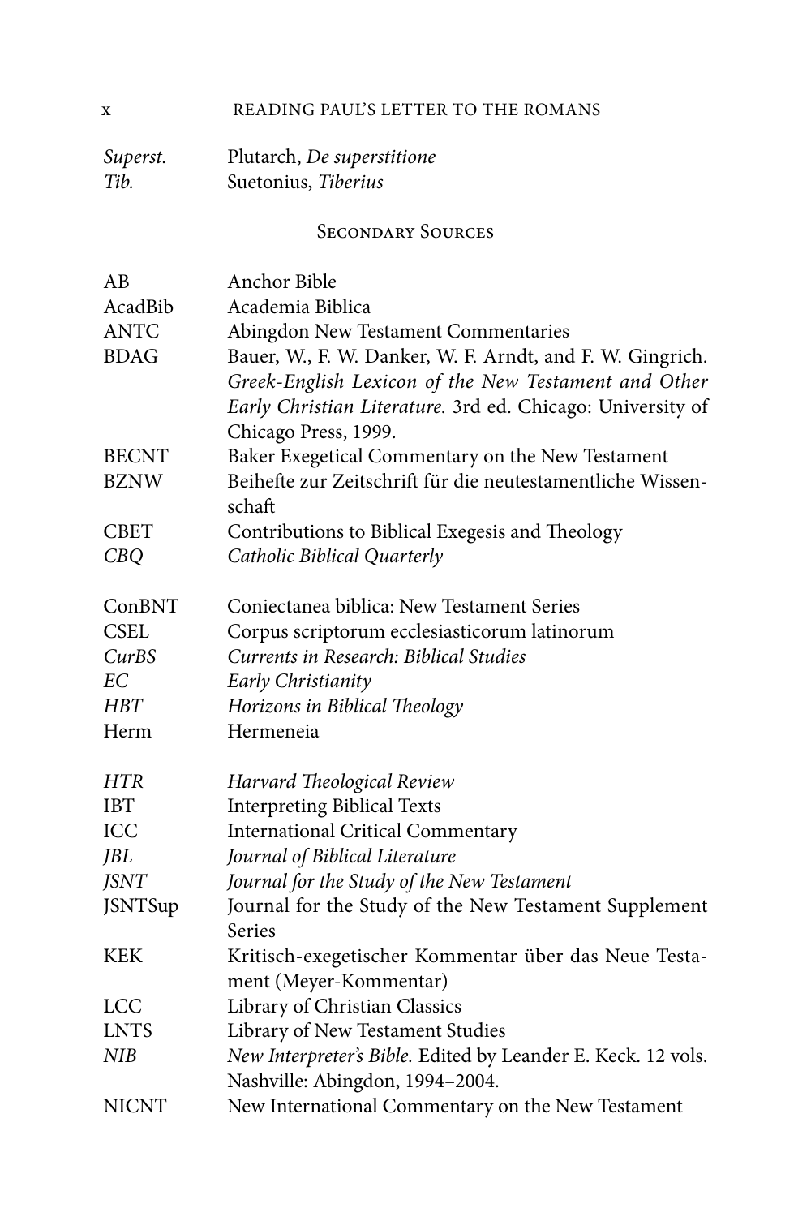| | |
|---|---|
| *Superst.* | Plutarch, *De superstitione* |
| *Tib.* | Suetonius, *Tiberius* |

## Secondary Sources

| | |
|---|---|
| AB | Anchor Bible |
| AcadBib | Academia Biblica |
| ANTC | Abingdon New Testament Commentaries |
| BDAG | Bauer, W., F. W. Danker, W. F. Arndt, and F. W. Gingrich. *Greek-English Lexicon of the New Testament and Other Early Christian Literature.* 3rd ed. Chicago: University of Chicago Press, 1999. |
| BECNT | Baker Exegetical Commentary on the New Testament |
| BZNW | Beihefte zur Zeitschrift für die neutestamentliche Wissenschaft |
| CBET | Contributions to Biblical Exegesis and Theology |
| *CBQ* | *Catholic Biblical Quarterly* |
| ConBNT | Coniectanea biblica: New Testament Series |
| CSEL | Corpus scriptorum ecclesiasticorum latinorum |
| *CurBS* | *Currents in Research: Biblical Studies* |
| *EC* | *Early Christianity* |
| *HBT* | *Horizons in Biblical Theology* |
| Herm | Hermeneia |
| *HTR* | *Harvard Theological Review* |
| IBT | Interpreting Biblical Texts |
| ICC | International Critical Commentary |
| *JBL* | *Journal of Biblical Literature* |
| *JSNT* | *Journal for the Study of the New Testament* |
| JSNTSup | Journal for the Study of the New Testament Supplement Series |
| KEK | Kritisch-exegetischer Kommentar über das Neue Testament (Meyer-Kommentar) |
| LCC | Library of Christian Classics |
| LNTS | Library of New Testament Studies |
| *NIB* | *New Interpreter's Bible.* Edited by Leander E. Keck. 12 vols. Nashville: Abingdon, 1994–2004. |
| NICNT | New International Commentary on the New Testament |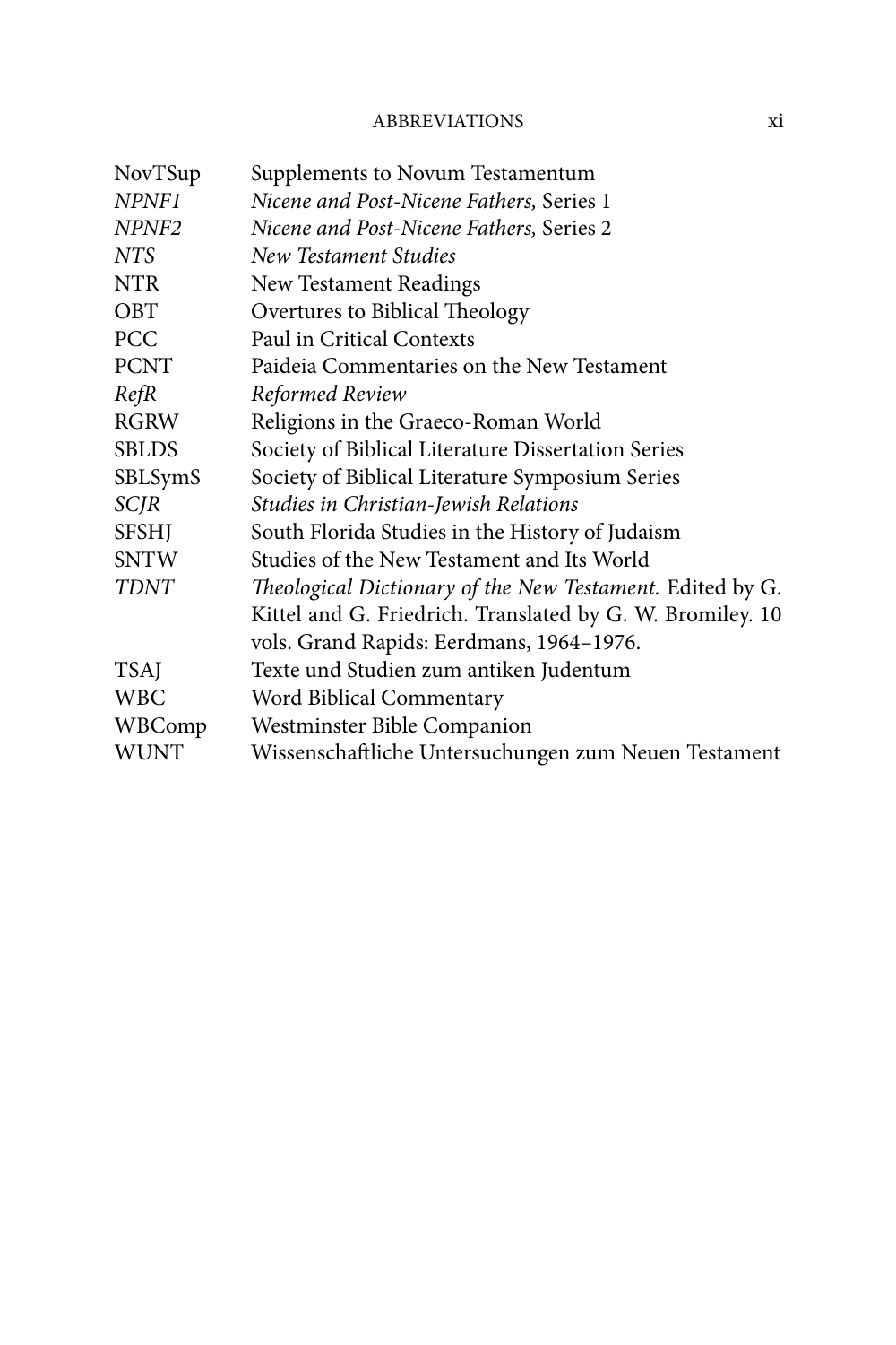| | |
|---|---|
| NovTSup | Supplements to Novum Testamentum |
| *NPNF1* | *Nicene and Post-Nicene Fathers,* Series 1 |
| *NPNF2* | *Nicene and Post-Nicene Fathers,* Series 2 |
| *NTS* | *New Testament Studies* |
| NTR | New Testament Readings |
| OBT | Overtures to Biblical Theology |
| PCC | Paul in Critical Contexts |
| PCNT | Paideia Commentaries on the New Testament |
| *RefR* | *Reformed Review* |
| RGRW | Religions in the Graeco-Roman World |
| SBLDS | Society of Biblical Literature Dissertation Series |
| SBLSymS | Society of Biblical Literature Symposium Series |
| *SCJR* | *Studies in Christian-Jewish Relations* |
| SFSHJ | South Florida Studies in the History of Judaism |
| SNTW | Studies of the New Testament and Its World |
| *TDNT* | *Theological Dictionary of the New Testament.* Edited by G. Kittel and G. Friedrich. Translated by G. W. Bromiley. 10 vols. Grand Rapids: Eerdmans, 1964–1976. |
| TSAJ | Texte und Studien zum antiken Judentum |
| WBC | Word Biblical Commentary |
| WBComp | Westminster Bible Companion |
| WUNT | Wissenschaftliche Untersuchungen zum Neuen Testament |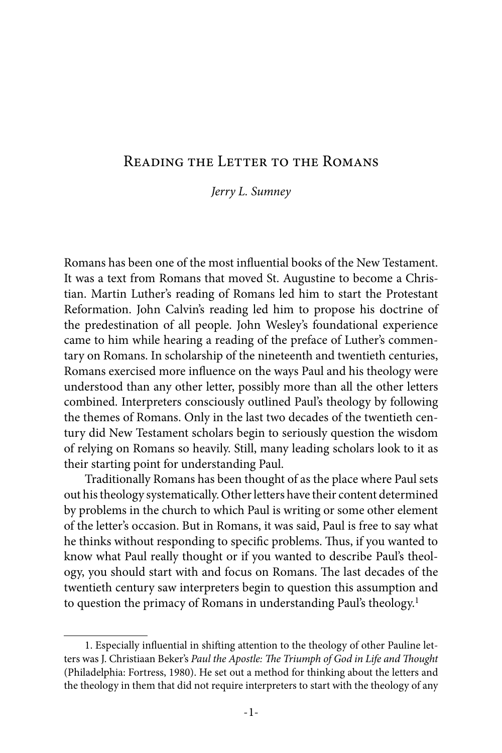# Reading the Letter to the Romans

*Jerry L. Sumney*

Romans has been one of the most influential books of the New Testament. It was a text from Romans that moved St. Augustine to become a Christian. Martin Luther's reading of Romans led him to start the Protestant Reformation. John Calvin's reading led him to propose his doctrine of the predestination of all people. John Wesley's foundational experience came to him while hearing a reading of the preface of Luther's commentary on Romans. In scholarship of the nineteenth and twentieth centuries, Romans exercised more influence on the ways Paul and his theology were understood than any other letter, possibly more than all the other letters combined. Interpreters consciously outlined Paul's theology by following the themes of Romans. Only in the last two decades of the twentieth century did New Testament scholars begin to seriously question the wisdom of relying on Romans so heavily. Still, many leading scholars look to it as their starting point for understanding Paul.

Traditionally Romans has been thought of as the place where Paul sets out his theology systematically. Other letters have their content determined by problems in the church to which Paul is writing or some other element of the letter's occasion. But in Romans, it was said, Paul is free to say what he thinks without responding to specific problems. Thus, if you wanted to know what Paul really thought or if you wanted to describe Paul's theology, you should start with and focus on Romans. The last decades of the twentieth century saw interpreters begin to question this assumption and to question the primacy of Romans in understanding Paul's theology.[1]

1. Especially influential in shifting attention to the theology of other Pauline letters was J. Christiaan Beker's *Paul the Apostle: The Triumph of God in Life and Thought* (Philadelphia: Fortress, 1980). He set out a method for thinking about the letters and the theology in them that did not require interpreters to start with the theology of any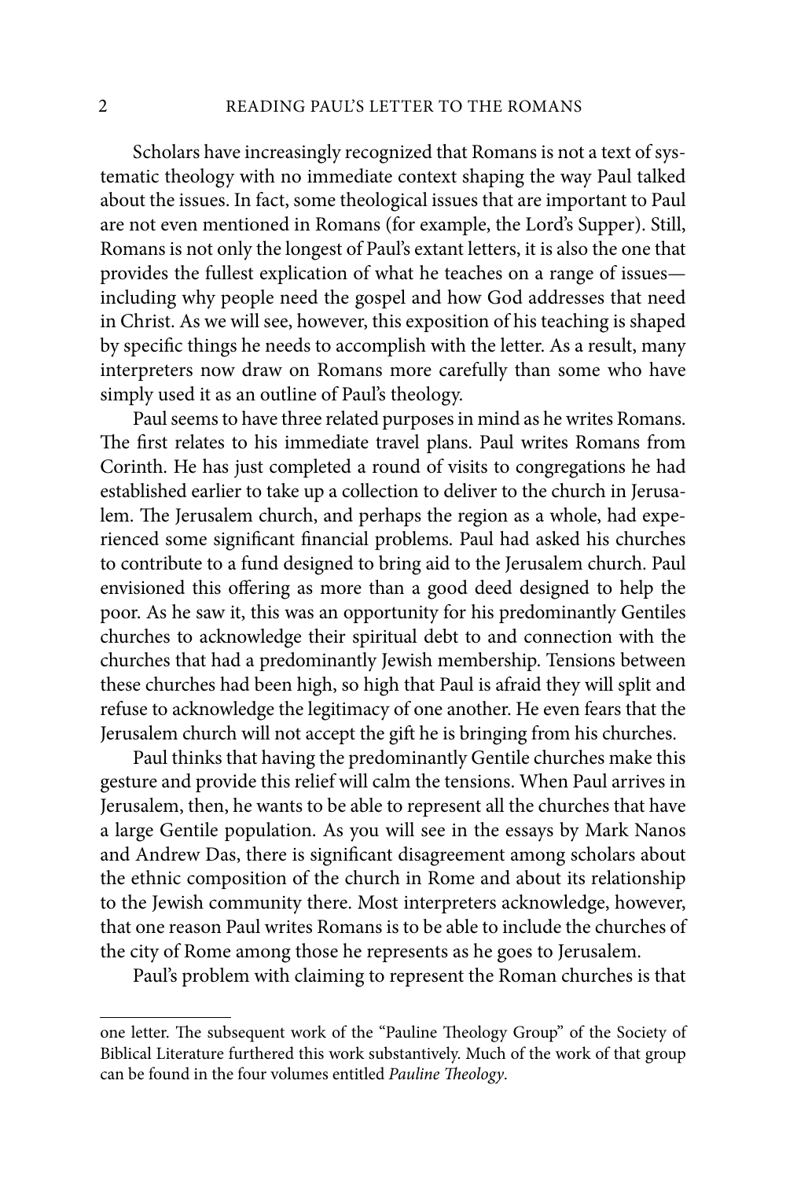Scholars have increasingly recognized that Romans is not a text of systematic theology with no immediate context shaping the way Paul talked about the issues. In fact, some theological issues that are important to Paul are not even mentioned in Romans (for example, the Lord's Supper). Still, Romans is not only the longest of Paul's extant letters, it is also the one that provides the fullest explication of what he teaches on a range of issues—including why people need the gospel and how God addresses that need in Christ. As we will see, however, this exposition of his teaching is shaped by specific things he needs to accomplish with the letter. As a result, many interpreters now draw on Romans more carefully than some who have simply used it as an outline of Paul's theology.

Paul seems to have three related purposes in mind as he writes Romans. The first relates to his immediate travel plans. Paul writes Romans from Corinth. He has just completed a round of visits to congregations he had established earlier to take up a collection to deliver to the church in Jerusalem. The Jerusalem church, and perhaps the region as a whole, had experienced some significant financial problems. Paul had asked his churches to contribute to a fund designed to bring aid to the Jerusalem church. Paul envisioned this offering as more than a good deed designed to help the poor. As he saw it, this was an opportunity for his predominantly Gentiles churches to acknowledge their spiritual debt to and connection with the churches that had a predominantly Jewish membership. Tensions between these churches had been high, so high that Paul is afraid they will split and refuse to acknowledge the legitimacy of one another. He even fears that the Jerusalem church will not accept the gift he is bringing from his churches.

Paul thinks that having the predominantly Gentile churches make this gesture and provide this relief will calm the tensions. When Paul arrives in Jerusalem, then, he wants to be able to represent all the churches that have a large Gentile population. As you will see in the essays by Mark Nanos and Andrew Das, there is significant disagreement among scholars about the ethnic composition of the church in Rome and about its relationship to the Jewish community there. Most interpreters acknowledge, however, that one reason Paul writes Romans is to be able to include the churches of the city of Rome among those he represents as he goes to Jerusalem.

Paul's problem with claiming to represent the Roman churches is that

---

one letter. The subsequent work of the "Pauline Theology Group" of the Society of Biblical Literature furthered this work substantively. Much of the work of that group can be found in the four volumes entitled *Pauline Theology*.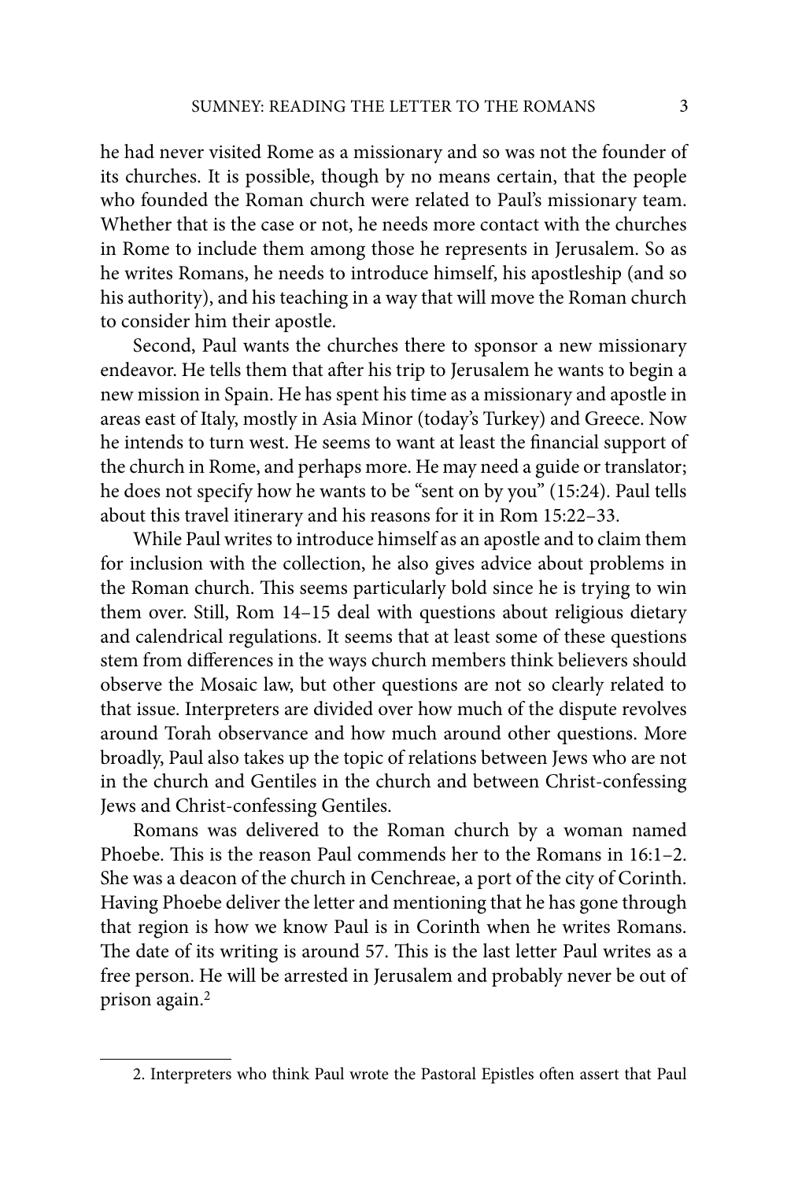he had never visited Rome as a missionary and so was not the founder of its churches. It is possible, though by no means certain, that the people who founded the Roman church were related to Paul's missionary team. Whether that is the case or not, he needs more contact with the churches in Rome to include them among those he represents in Jerusalem. So as he writes Romans, he needs to introduce himself, his apostleship (and so his authority), and his teaching in a way that will move the Roman church to consider him their apostle.

Second, Paul wants the churches there to sponsor a new missionary endeavor. He tells them that after his trip to Jerusalem he wants to begin a new mission in Spain. He has spent his time as a missionary and apostle in areas east of Italy, mostly in Asia Minor (today's Turkey) and Greece. Now he intends to turn west. He seems to want at least the financial support of the church in Rome, and perhaps more. He may need a guide or translator; he does not specify how he wants to be "sent on by you" (15:24). Paul tells about this travel itinerary and his reasons for it in Rom 15:22–33.

While Paul writes to introduce himself as an apostle and to claim them for inclusion with the collection, he also gives advice about problems in the Roman church. This seems particularly bold since he is trying to win them over. Still, Rom 14–15 deal with questions about religious dietary and calendrical regulations. It seems that at least some of these questions stem from differences in the ways church members think believers should observe the Mosaic law, but other questions are not so clearly related to that issue. Interpreters are divided over how much of the dispute revolves around Torah observance and how much around other questions. More broadly, Paul also takes up the topic of relations between Jews who are not in the church and Gentiles in the church and between Christ-confessing Jews and Christ-confessing Gentiles.

Romans was delivered to the Roman church by a woman named Phoebe. This is the reason Paul commends her to the Romans in 16:1–2. She was a deacon of the church in Cenchreae, a port of the city of Corinth. Having Phoebe deliver the letter and mentioning that he has gone through that region is how we know Paul is in Corinth when he writes Romans. The date of its writing is around 57. This is the last letter Paul writes as a free person. He will be arrested in Jerusalem and probably never be out of prison again.[2]

---

2. Interpreters who think Paul wrote the Pastoral Epistles often assert that Paul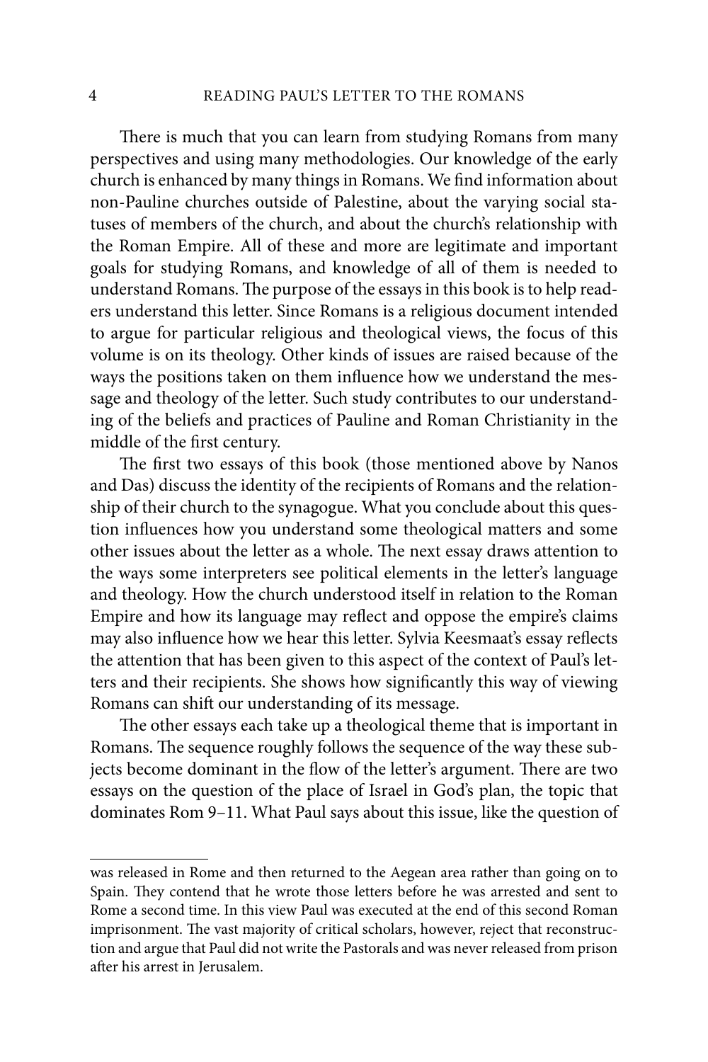There is much that you can learn from studying Romans from many perspectives and using many methodologies. Our knowledge of the early church is enhanced by many things in Romans. We find information about non-Pauline churches outside of Palestine, about the varying social statuses of members of the church, and about the church's relationship with the Roman Empire. All of these and more are legitimate and important goals for studying Romans, and knowledge of all of them is needed to understand Romans. The purpose of the essays in this book is to help readers understand this letter. Since Romans is a religious document intended to argue for particular religious and theological views, the focus of this volume is on its theology. Other kinds of issues are raised because of the ways the positions taken on them influence how we understand the message and theology of the letter. Such study contributes to our understanding of the beliefs and practices of Pauline and Roman Christianity in the middle of the first century.

The first two essays of this book (those mentioned above by Nanos and Das) discuss the identity of the recipients of Romans and the relationship of their church to the synagogue. What you conclude about this question influences how you understand some theological matters and some other issues about the letter as a whole. The next essay draws attention to the ways some interpreters see political elements in the letter's language and theology. How the church understood itself in relation to the Roman Empire and how its language may reflect and oppose the empire's claims may also influence how we hear this letter. Sylvia Keesmaat's essay reflects the attention that has been given to this aspect of the context of Paul's letters and their recipients. She shows how significantly this way of viewing Romans can shift our understanding of its message.

The other essays each take up a theological theme that is important in Romans. The sequence roughly follows the sequence of the way these subjects become dominant in the flow of the letter's argument. There are two essays on the question of the place of Israel in God's plan, the topic that dominates Rom 9–11. What Paul says about this issue, like the question of

---

was released in Rome and then returned to the Aegean area rather than going on to Spain. They contend that he wrote those letters before he was arrested and sent to Rome a second time. In this view Paul was executed at the end of this second Roman imprisonment. The vast majority of critical scholars, however, reject that reconstruction and argue that Paul did not write the Pastorals and was never released from prison after his arrest in Jerusalem.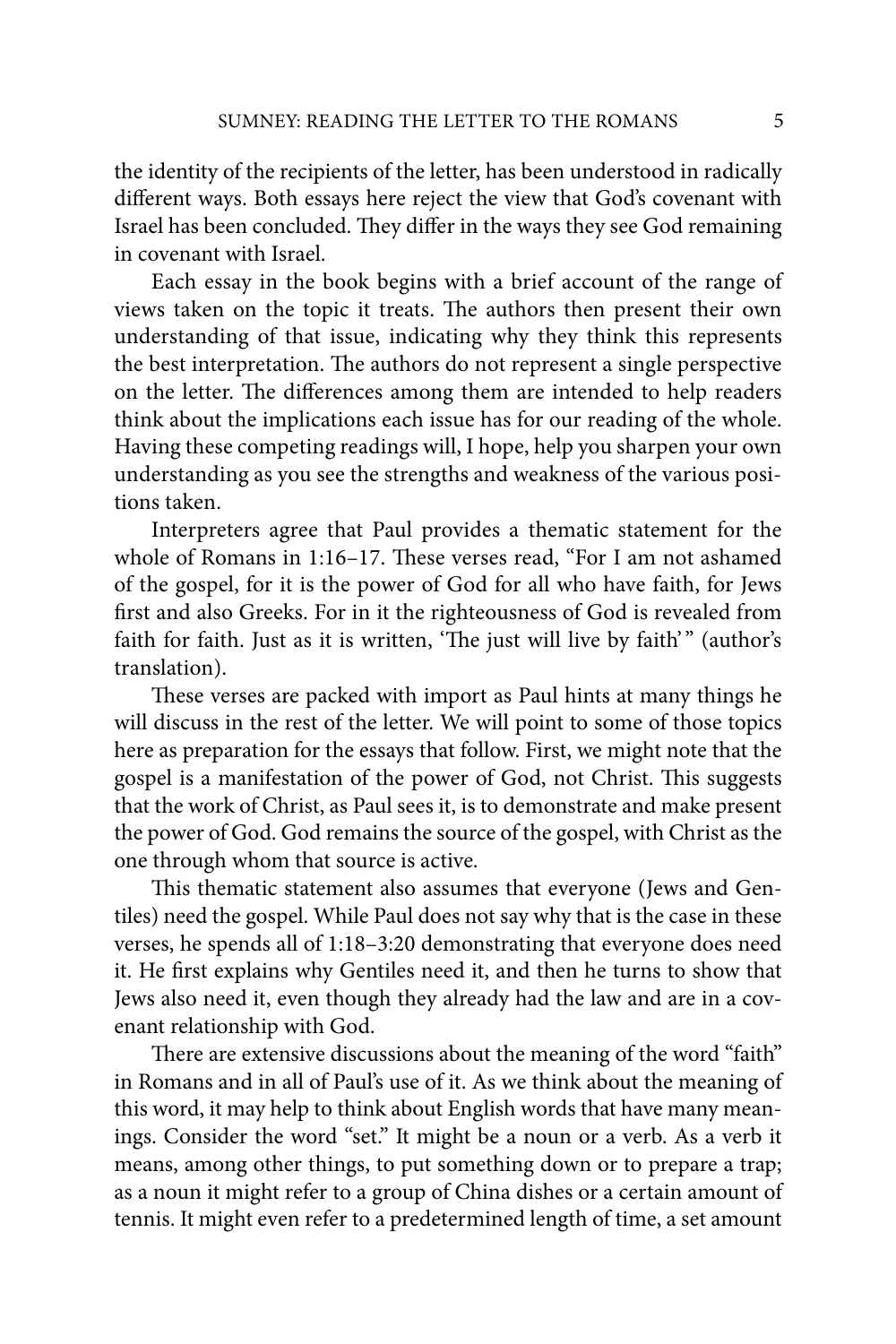the identity of the recipients of the letter, has been understood in radically different ways. Both essays here reject the view that God's covenant with Israel has been concluded. They differ in the ways they see God remaining in covenant with Israel.

Each essay in the book begins with a brief account of the range of views taken on the topic it treats. The authors then present their own understanding of that issue, indicating why they think this represents the best interpretation. The authors do not represent a single perspective on the letter. The differences among them are intended to help readers think about the implications each issue has for our reading of the whole. Having these competing readings will, I hope, help you sharpen your own understanding as you see the strengths and weakness of the various positions taken.

Interpreters agree that Paul provides a thematic statement for the whole of Romans in 1:16–17. These verses read, "For I am not ashamed of the gospel, for it is the power of God for all who have faith, for Jews first and also Greeks. For in it the righteousness of God is revealed from faith for faith. Just as it is written, 'The just will live by faith'" (author's translation).

These verses are packed with import as Paul hints at many things he will discuss in the rest of the letter. We will point to some of those topics here as preparation for the essays that follow. First, we might note that the gospel is a manifestation of the power of God, not Christ. This suggests that the work of Christ, as Paul sees it, is to demonstrate and make present the power of God. God remains the source of the gospel, with Christ as the one through whom that source is active.

This thematic statement also assumes that everyone (Jews and Gentiles) need the gospel. While Paul does not say why that is the case in these verses, he spends all of 1:18–3:20 demonstrating that everyone does need it. He first explains why Gentiles need it, and then he turns to show that Jews also need it, even though they already had the law and are in a covenant relationship with God.

There are extensive discussions about the meaning of the word "faith" in Romans and in all of Paul's use of it. As we think about the meaning of this word, it may help to think about English words that have many meanings. Consider the word "set." It might be a noun or a verb. As a verb it means, among other things, to put something down or to prepare a trap; as a noun it might refer to a group of China dishes or a certain amount of tennis. It might even refer to a predetermined length of time, a set amount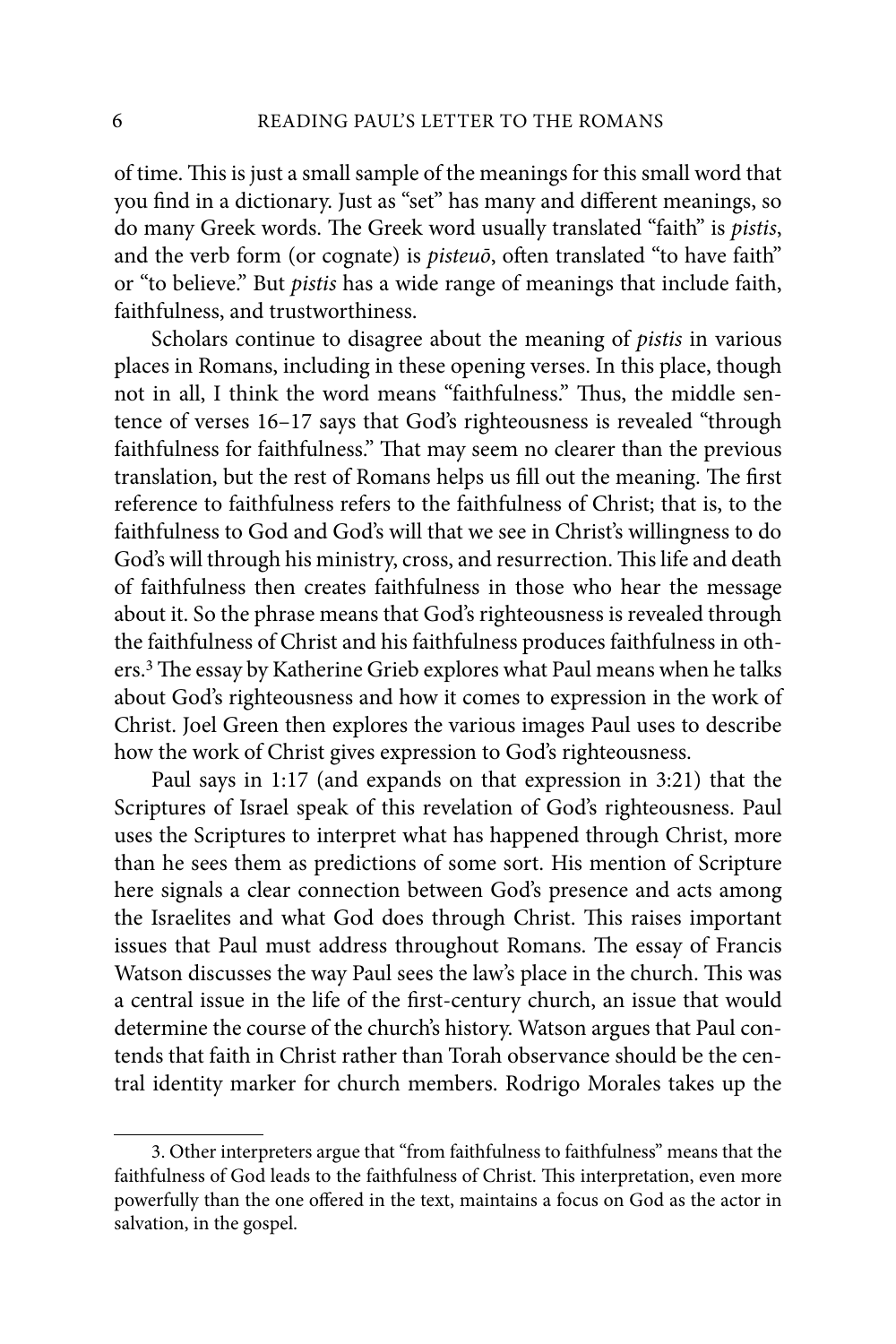of time. This is just a small sample of the meanings for this small word that you find in a dictionary. Just as "set" has many and different meanings, so do many Greek words. The Greek word usually translated "faith" is *pistis*, and the verb form (or cognate) is *pisteuō*, often translated "to have faith" or "to believe." But *pistis* has a wide range of meanings that include faith, faithfulness, and trustworthiness.

Scholars continue to disagree about the meaning of *pistis* in various places in Romans, including in these opening verses. In this place, though not in all, I think the word means "faithfulness." Thus, the middle sentence of verses 16–17 says that God's righteousness is revealed "through faithfulness for faithfulness." That may seem no clearer than the previous translation, but the rest of Romans helps us fill out the meaning. The first reference to faithfulness refers to the faithfulness of Christ; that is, to the faithfulness to God and God's will that we see in Christ's willingness to do God's will through his ministry, cross, and resurrection. This life and death of faithfulness then creates faithfulness in those who hear the message about it. So the phrase means that God's righteousness is revealed through the faithfulness of Christ and his faithfulness produces faithfulness in others.[3] The essay by Katherine Grieb explores what Paul means when he talks about God's righteousness and how it comes to expression in the work of Christ. Joel Green then explores the various images Paul uses to describe how the work of Christ gives expression to God's righteousness.

Paul says in 1:17 (and expands on that expression in 3:21) that the Scriptures of Israel speak of this revelation of God's righteousness. Paul uses the Scriptures to interpret what has happened through Christ, more than he sees them as predictions of some sort. His mention of Scripture here signals a clear connection between God's presence and acts among the Israelites and what God does through Christ. This raises important issues that Paul must address throughout Romans. The essay of Francis Watson discusses the way Paul sees the law's place in the church. This was a central issue in the life of the first-century church, an issue that would determine the course of the church's history. Watson argues that Paul contends that faith in Christ rather than Torah observance should be the central identity marker for church members. Rodrigo Morales takes up the

---

3. Other interpreters argue that "from faithfulness to faithfulness" means that the faithfulness of God leads to the faithfulness of Christ. This interpretation, even more powerfully than the one offered in the text, maintains a focus on God as the actor in salvation, in the gospel.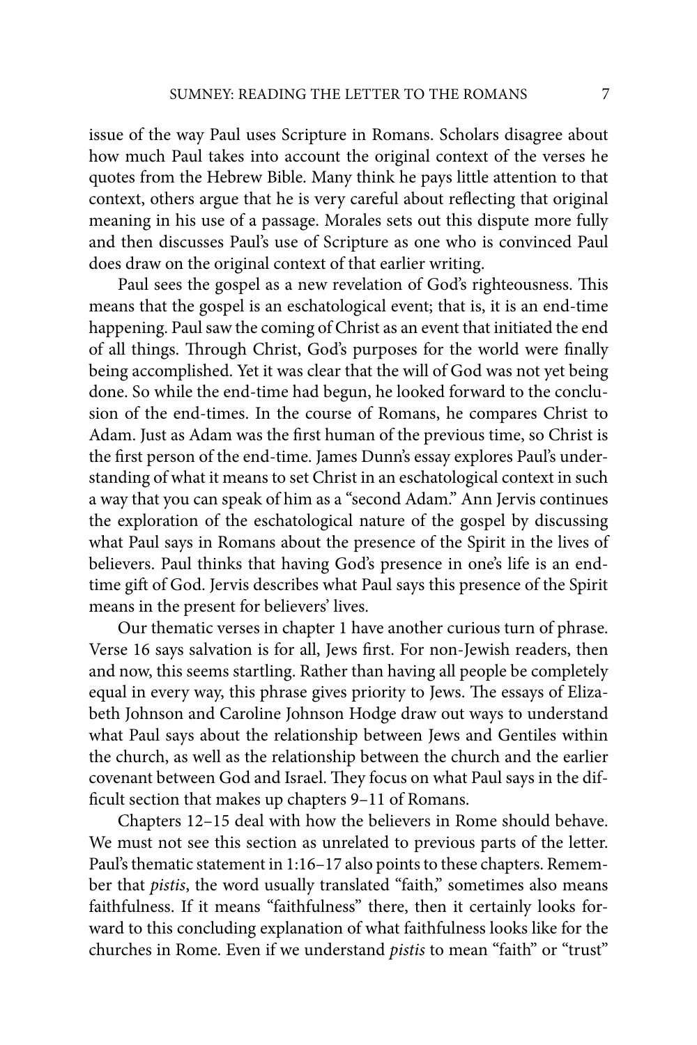issue of the way Paul uses Scripture in Romans. Scholars disagree about how much Paul takes into account the original context of the verses he quotes from the Hebrew Bible. Many think he pays little attention to that context, others argue that he is very careful about reflecting that original meaning in his use of a passage. Morales sets out this dispute more fully and then discusses Paul's use of Scripture as one who is convinced Paul does draw on the original context of that earlier writing.

Paul sees the gospel as a new revelation of God's righteousness. This means that the gospel is an eschatological event; that is, it is an end-time happening. Paul saw the coming of Christ as an event that initiated the end of all things. Through Christ, God's purposes for the world were finally being accomplished. Yet it was clear that the will of God was not yet being done. So while the end-time had begun, he looked forward to the conclusion of the end-times. In the course of Romans, he compares Christ to Adam. Just as Adam was the first human of the previous time, so Christ is the first person of the end-time. James Dunn's essay explores Paul's understanding of what it means to set Christ in an eschatological context in such a way that you can speak of him as a "second Adam." Ann Jervis continues the exploration of the eschatological nature of the gospel by discussing what Paul says in Romans about the presence of the Spirit in the lives of believers. Paul thinks that having God's presence in one's life is an end-time gift of God. Jervis describes what Paul says this presence of the Spirit means in the present for believers' lives.

Our thematic verses in chapter 1 have another curious turn of phrase. Verse 16 says salvation is for all, Jews first. For non-Jewish readers, then and now, this seems startling. Rather than having all people be completely equal in every way, this phrase gives priority to Jews. The essays of Elizabeth Johnson and Caroline Johnson Hodge draw out ways to understand what Paul says about the relationship between Jews and Gentiles within the church, as well as the relationship between the church and the earlier covenant between God and Israel. They focus on what Paul says in the difficult section that makes up chapters 9–11 of Romans.

Chapters 12–15 deal with how the believers in Rome should behave. We must not see this section as unrelated to previous parts of the letter. Paul's thematic statement in 1:16–17 also points to these chapters. Remember that *pistis*, the word usually translated "faith," sometimes also means faithfulness. If it means "faithfulness" there, then it certainly looks forward to this concluding explanation of what faithfulness looks like for the churches in Rome. Even if we understand *pistis* to mean "faith" or "trust"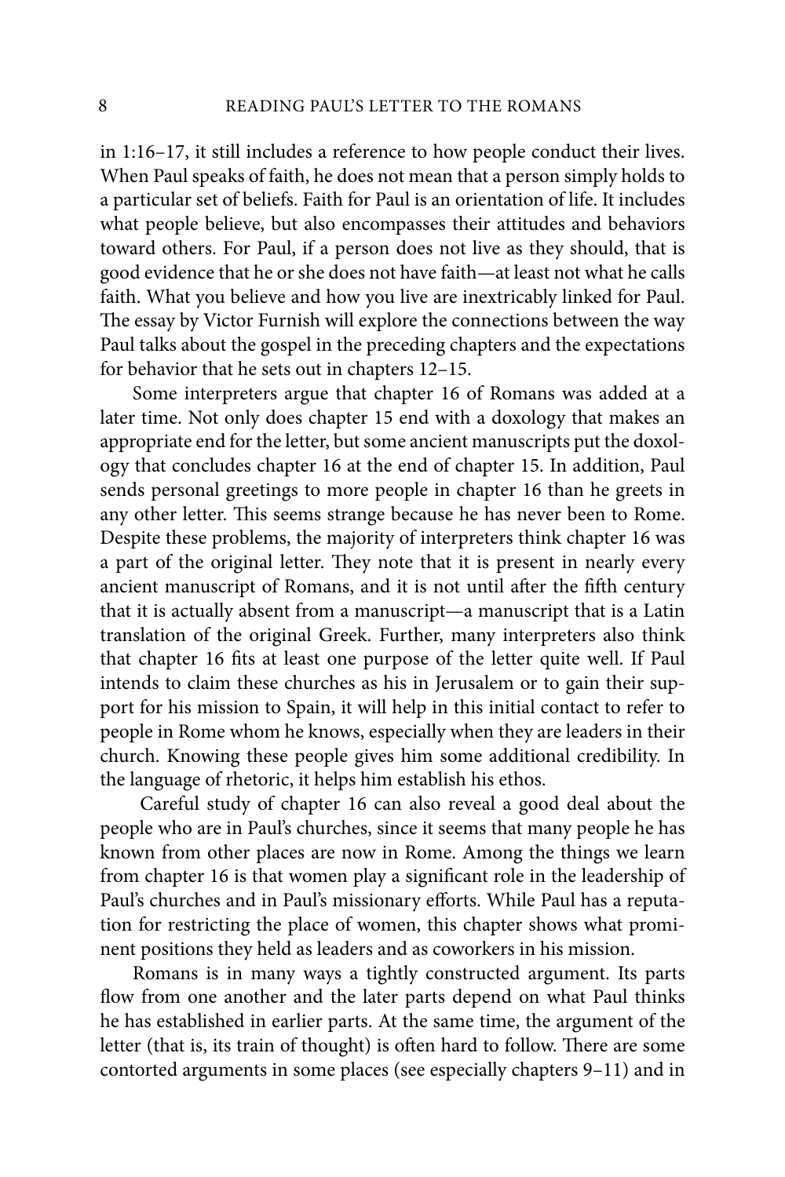in 1:16–17, it still includes a reference to how people conduct their lives. When Paul speaks of faith, he does not mean that a person simply holds to a particular set of beliefs. Faith for Paul is an orientation of life. It includes what people believe, but also encompasses their attitudes and behaviors toward others. For Paul, if a person does not live as they should, that is good evidence that he or she does not have faith—at least not what he calls faith. What you believe and how you live are inextricably linked for Paul. The essay by Victor Furnish will explore the connections between the way Paul talks about the gospel in the preceding chapters and the expectations for behavior that he sets out in chapters 12–15.

Some interpreters argue that chapter 16 of Romans was added at a later time. Not only does chapter 15 end with a doxology that makes an appropriate end for the letter, but some ancient manuscripts put the doxology that concludes chapter 16 at the end of chapter 15. In addition, Paul sends personal greetings to more people in chapter 16 than he greets in any other letter. This seems strange because he has never been to Rome. Despite these problems, the majority of interpreters think chapter 16 was a part of the original letter. They note that it is present in nearly every ancient manuscript of Romans, and it is not until after the fifth century that it is actually absent from a manuscript—a manuscript that is a Latin translation of the original Greek. Further, many interpreters also think that chapter 16 fits at least one purpose of the letter quite well. If Paul intends to claim these churches as his in Jerusalem or to gain their support for his mission to Spain, it will help in this initial contact to refer to people in Rome whom he knows, especially when they are leaders in their church. Knowing these people gives him some additional credibility. In the language of rhetoric, it helps him establish his ethos.

Careful study of chapter 16 can also reveal a good deal about the people who are in Paul's churches, since it seems that many people he has known from other places are now in Rome. Among the things we learn from chapter 16 is that women play a significant role in the leadership of Paul's churches and in Paul's missionary efforts. While Paul has a reputation for restricting the place of women, this chapter shows what prominent positions they held as leaders and as coworkers in his mission.

Romans is in many ways a tightly constructed argument. Its parts flow from one another and the later parts depend on what Paul thinks he has established in earlier parts. At the same time, the argument of the letter (that is, its train of thought) is often hard to follow. There are some contorted arguments in some places (see especially chapters 9–11) and in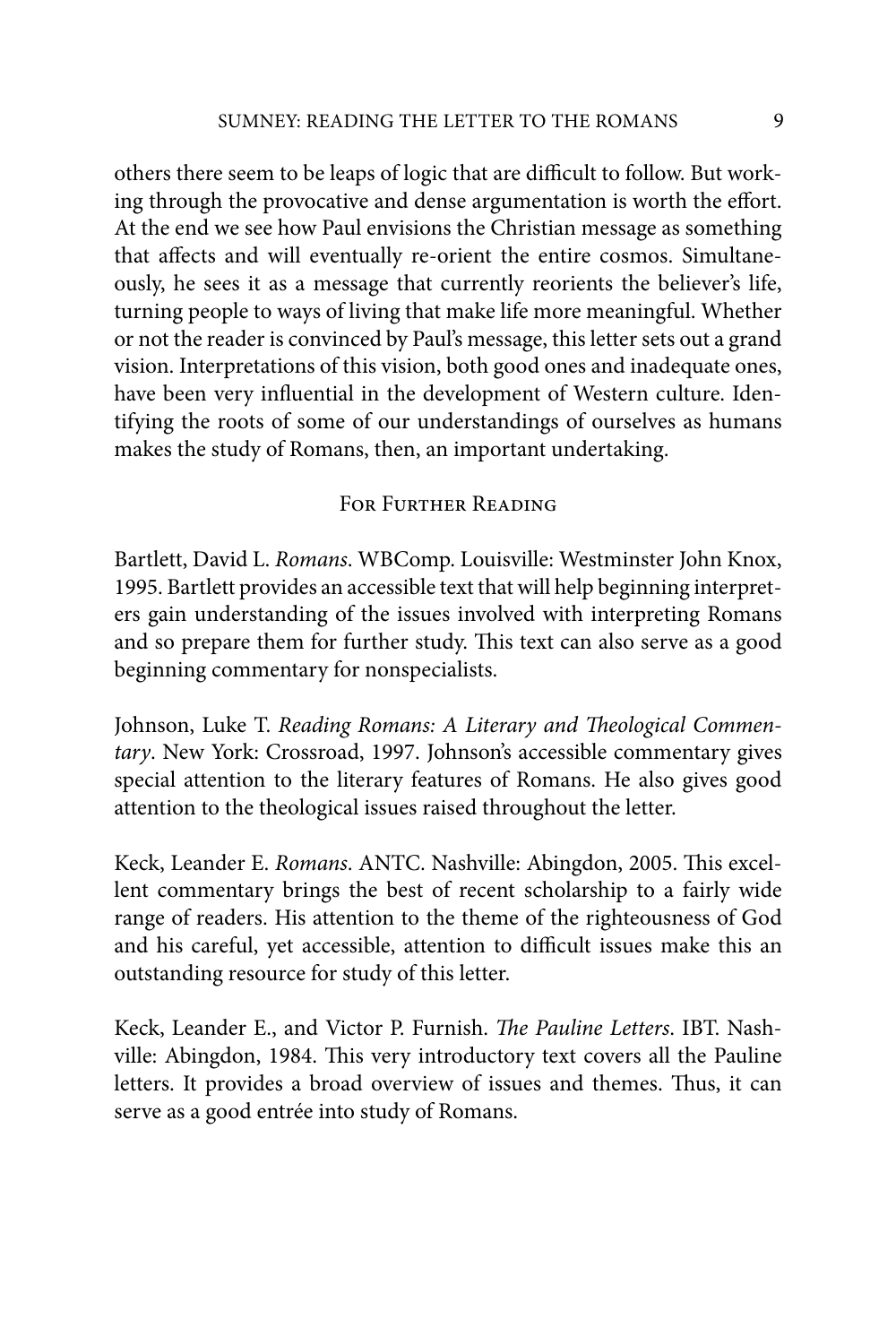others there seem to be leaps of logic that are difficult to follow. But working through the provocative and dense argumentation is worth the effort. At the end we see how Paul envisions the Christian message as something that affects and will eventually re-orient the entire cosmos. Simultaneously, he sees it as a message that currently reorients the believer's life, turning people to ways of living that make life more meaningful. Whether or not the reader is convinced by Paul's message, this letter sets out a grand vision. Interpretations of this vision, both good ones and inadequate ones, have been very influential in the development of Western culture. Identifying the roots of some of our understandings of ourselves as humans makes the study of Romans, then, an important undertaking.

## For Further Reading

Bartlett, David L. *Romans*. WBComp. Louisville: Westminster John Knox, 1995. Bartlett provides an accessible text that will help beginning interpreters gain understanding of the issues involved with interpreting Romans and so prepare them for further study. This text can also serve as a good beginning commentary for nonspecialists.

Johnson, Luke T. *Reading Romans: A Literary and Theological Commentary*. New York: Crossroad, 1997. Johnson's accessible commentary gives special attention to the literary features of Romans. He also gives good attention to the theological issues raised throughout the letter.

Keck, Leander E. *Romans*. ANTC. Nashville: Abingdon, 2005. This excellent commentary brings the best of recent scholarship to a fairly wide range of readers. His attention to the theme of the righteousness of God and his careful, yet accessible, attention to difficult issues make this an outstanding resource for study of this letter.

Keck, Leander E., and Victor P. Furnish. *The Pauline Letters*. IBT. Nashville: Abingdon, 1984. This very introductory text covers all the Pauline letters. It provides a broad overview of issues and themes. Thus, it can serve as a good entrée into study of Romans.